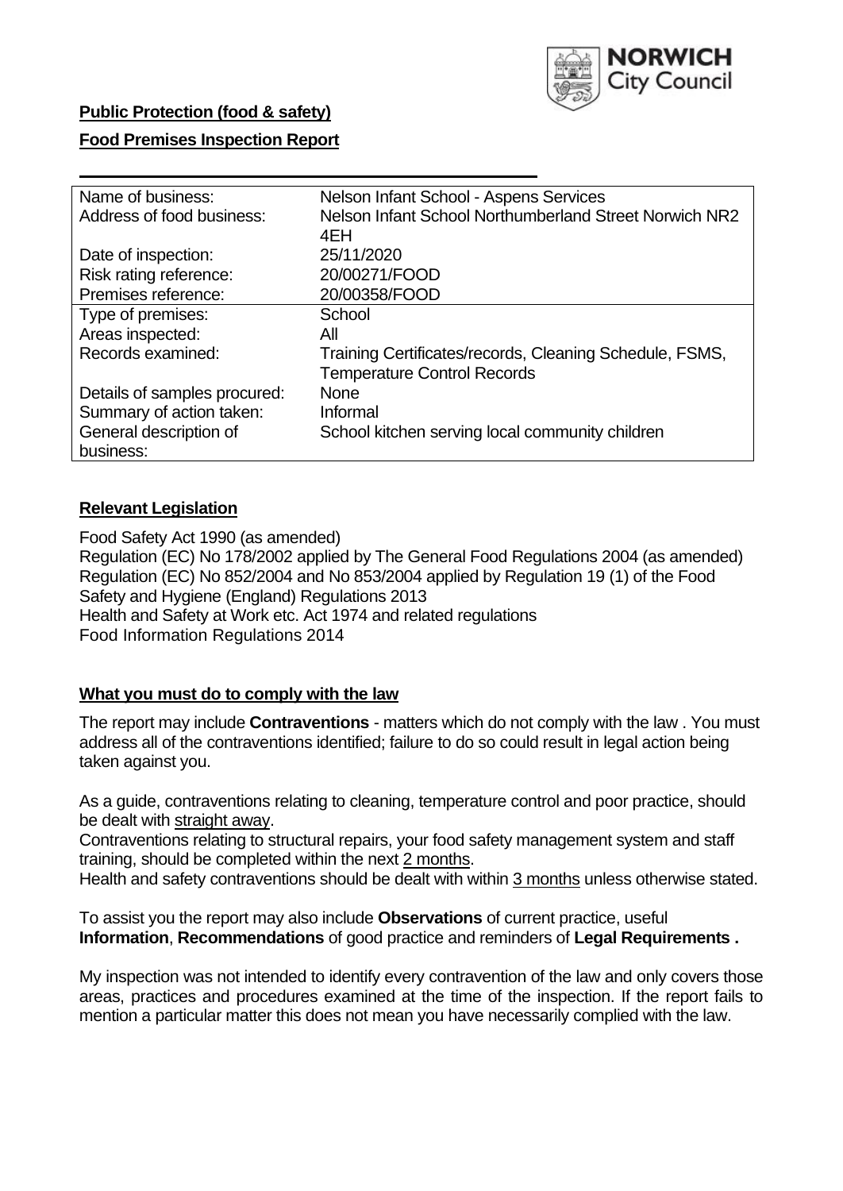NORWICH City Council

**Public Protection (food & safety)**

**Food Premises Inspection Report**

| Name of business: | Nelson Infant School - Aspens Services |
|---|---|
| Address of food business: | Nelson Infant School Northumberland Street Norwich NR2 4EH |
| Date of inspection: | 25/11/2020 |
| Risk rating reference: | 20/00271/FOOD |
| Premises reference: | 20/00358/FOOD |
| Type of premises: | School |
| Areas inspected: | All |
| Records examined: | Training Certificates/records, Cleaning Schedule, FSMS, Temperature Control Records |
| Details of samples procured: | None |
| Summary of action taken: | Informal |
| General description of business: | School kitchen serving local community children |

## **Relevant Legislation**

Food Safety Act 1990 (as amended)
Regulation (EC) No 178/2002 applied by The General Food Regulations 2004 (as amended)
Regulation (EC) No 852/2004 and No 853/2004 applied by Regulation 19 (1) of the Food Safety and Hygiene (England) Regulations 2013
Health and Safety at Work etc. Act 1974 and related regulations
Food Information Regulations 2014

## **What you must do to comply with the law**

The report may include **Contraventions** - matters which do not comply with the law . You must address all of the contraventions identified; failure to do so could result in legal action being taken against you.

As a guide, contraventions relating to cleaning, temperature control and poor practice, should be dealt with straight away.
Contraventions relating to structural repairs, your food safety management system and staff training, should be completed within the next 2 months.
Health and safety contraventions should be dealt with within 3 months unless otherwise stated.

To assist you the report may also include **Observations** of current practice, useful **Information**, **Recommendations** of good practice and reminders of **Legal Requirements .**

My inspection was not intended to identify every contravention of the law and only covers those areas, practices and procedures examined at the time of the inspection. If the report fails to mention a particular matter this does not mean you have necessarily complied with the law.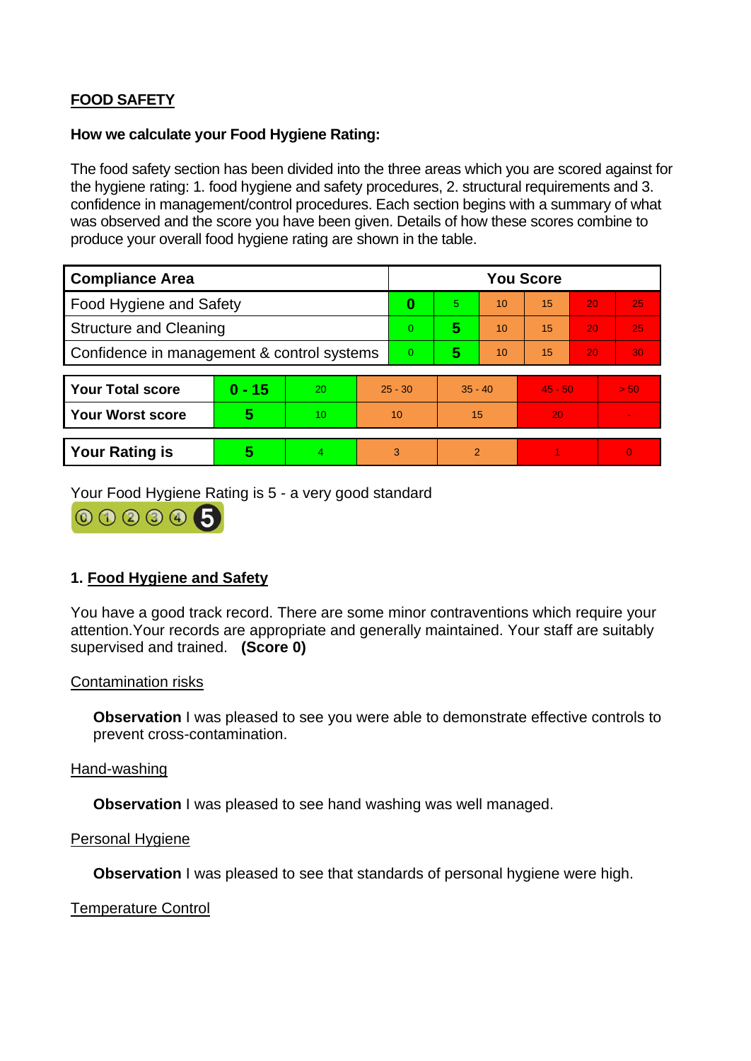## FOOD SAFETY

**How we calculate your Food Hygiene Rating:**

The food safety section has been divided into the three areas which you are scored against for the hygiene rating: 1. food hygiene and safety procedures, 2. structural requirements and 3. confidence in management/control procedures. Each section begins with a summary of what was observed and the score you have been given. Details of how these scores combine to produce your overall food hygiene rating are shown in the table.

| Compliance Area | You Score | | | | | |
|---|---|---|---|---|---|---|
| Food Hygiene and Safety | **0** | 5 | 10 | 15 | 20 | 25 |
| Structure and Cleaning | 0 | **5** | 10 | 15 | 20 | 25 |
| Confidence in management & control systems | 0 | **5** | 10 | 15 | 20 | 30 |

| | | | | | | |
|---|---|---|---|---|---|---|
| **Your Total score** | **0 - 15** | 20 | 25 - 30 | 35 - 40 | 45 - 50 | > 50 |
| **Your Worst score** | **5** | 10 | 10 | 15 | 20 | - |
| **Your Rating is** | **5** | 4 | 3 | 2 | 1 | 0 |

Your Food Hygiene Rating is 5 - a very good standard

### 1. Food Hygiene and Safety

You have a good track record. There are some minor contraventions which require your attention.Your records are appropriate and generally maintained. Your staff are suitably supervised and trained. **(Score 0)**

Contamination risks

**Observation** I was pleased to see you were able to demonstrate effective controls to prevent cross-contamination.

Hand-washing

**Observation** I was pleased to see hand washing was well managed.

Personal Hygiene

**Observation** I was pleased to see that standards of personal hygiene were high.

Temperature Control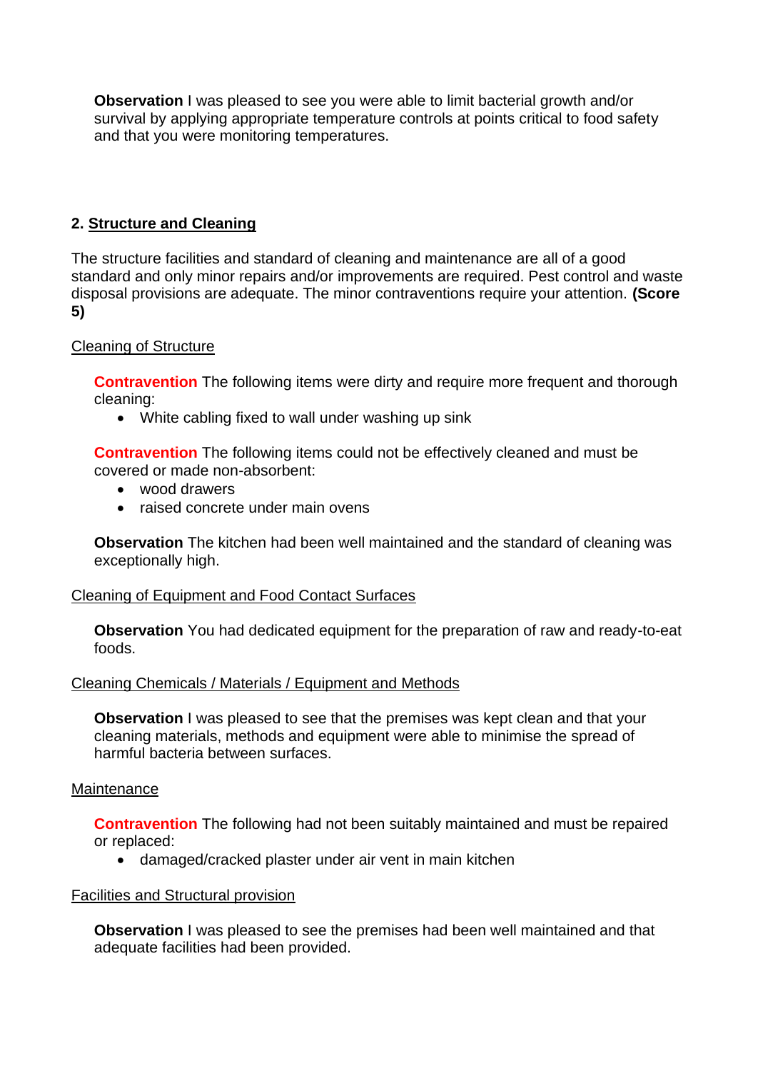**Observation** I was pleased to see you were able to limit bacterial growth and/or survival by applying appropriate temperature controls at points critical to food safety and that you were monitoring temperatures.

## 2. Structure and Cleaning

The structure facilities and standard of cleaning and maintenance are all of a good standard and only minor repairs and/or improvements are required. Pest control and waste disposal provisions are adequate. The minor contraventions require your attention. **(Score 5)**

### Cleaning of Structure

**Contravention** The following items were dirty and require more frequent and thorough cleaning:

- White cabling fixed to wall under washing up sink

**Contravention** The following items could not be effectively cleaned and must be covered or made non-absorbent:

- wood drawers
- raised concrete under main ovens

**Observation** The kitchen had been well maintained and the standard of cleaning was exceptionally high.

### Cleaning of Equipment and Food Contact Surfaces

**Observation** You had dedicated equipment for the preparation of raw and ready-to-eat foods.

### Cleaning Chemicals / Materials / Equipment and Methods

**Observation** I was pleased to see that the premises was kept clean and that your cleaning materials, methods and equipment were able to minimise the spread of harmful bacteria between surfaces.

### Maintenance

**Contravention** The following had not been suitably maintained and must be repaired or replaced:

- damaged/cracked plaster under air vent in main kitchen

### Facilities and Structural provision

**Observation** I was pleased to see the premises had been well maintained and that adequate facilities had been provided.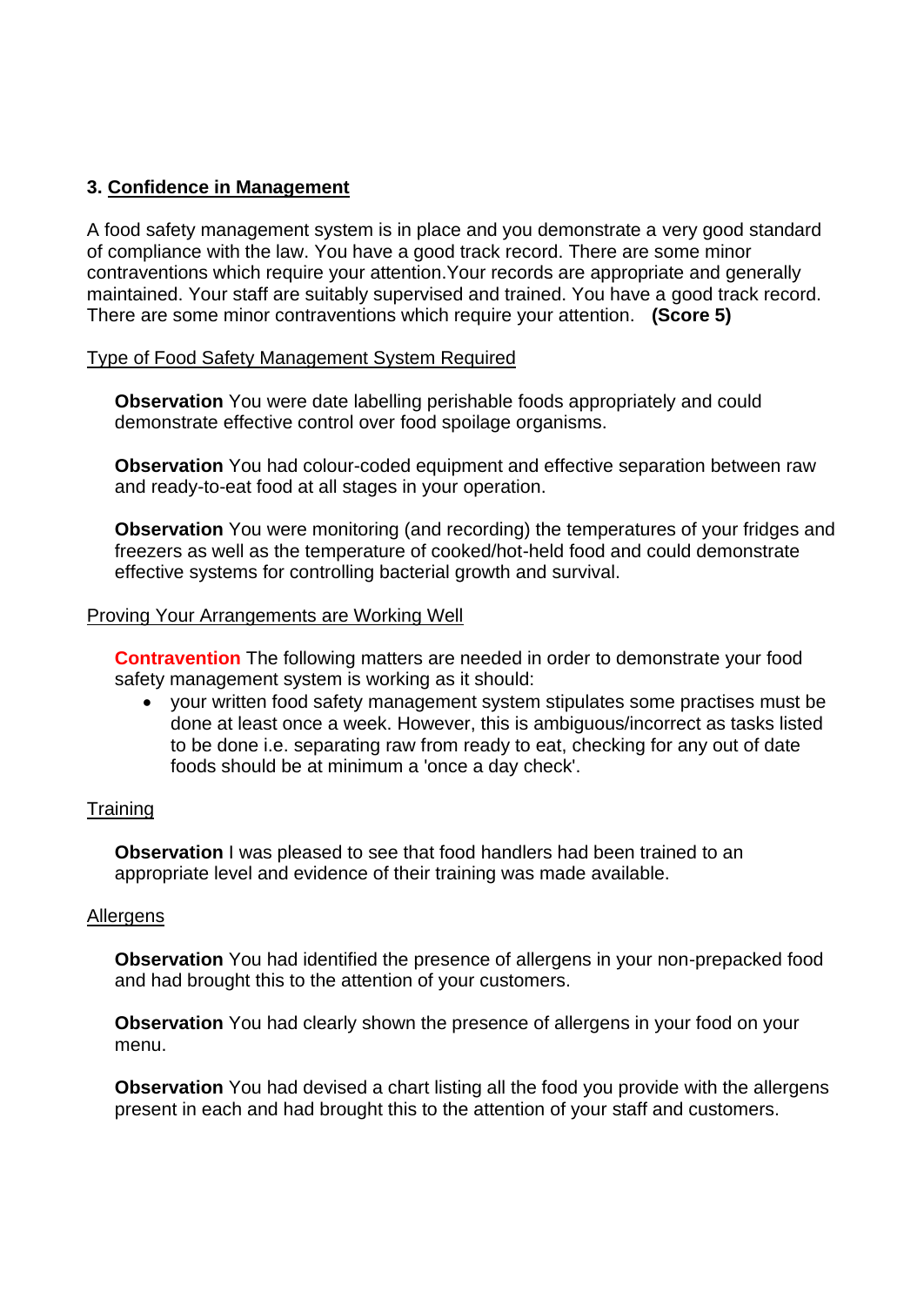### 3. Confidence in Management

A food safety management system is in place and you demonstrate a very good standard of compliance with the law. You have a good track record. There are some minor contraventions which require your attention.Your records are appropriate and generally maintained. Your staff are suitably supervised and trained. You have a good track record. There are some minor contraventions which require your attention. **(Score 5)**

Type of Food Safety Management System Required

**Observation** You were date labelling perishable foods appropriately and could demonstrate effective control over food spoilage organisms.

**Observation** You had colour-coded equipment and effective separation between raw and ready-to-eat food at all stages in your operation.

**Observation** You were monitoring (and recording) the temperatures of your fridges and freezers as well as the temperature of cooked/hot-held food and could demonstrate effective systems for controlling bacterial growth and survival.

Proving Your Arrangements are Working Well

**Contravention** The following matters are needed in order to demonstrate your food safety management system is working as it should:

- your written food safety management system stipulates some practises must be done at least once a week. However, this is ambiguous/incorrect as tasks listed to be done i.e. separating raw from ready to eat, checking for any out of date foods should be at minimum a 'once a day check'.

Training

**Observation** I was pleased to see that food handlers had been trained to an appropriate level and evidence of their training was made available.

Allergens

**Observation** You had identified the presence of allergens in your non-prepacked food and had brought this to the attention of your customers.

**Observation** You had clearly shown the presence of allergens in your food on your menu.

**Observation** You had devised a chart listing all the food you provide with the allergens present in each and had brought this to the attention of your staff and customers.